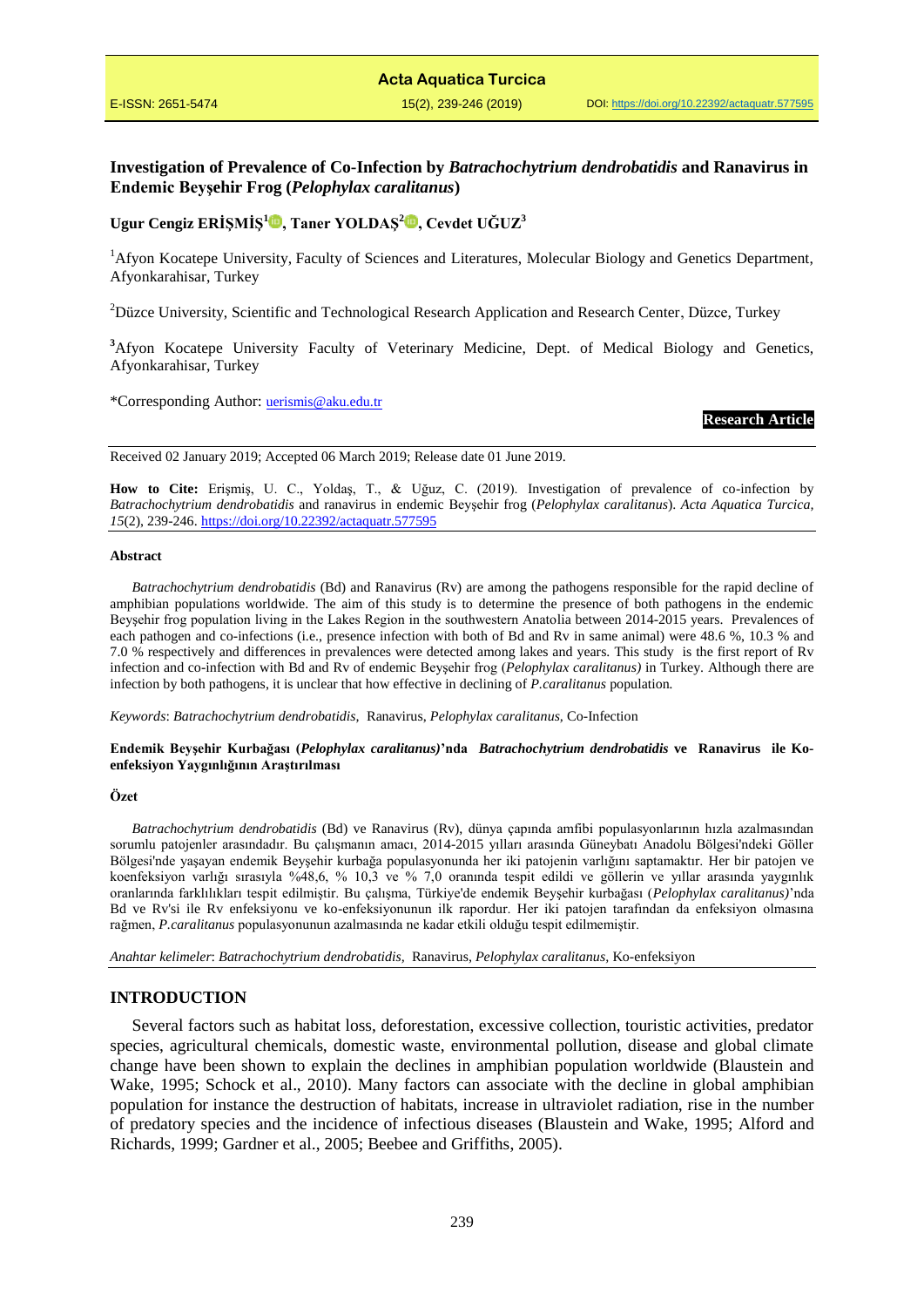# Investigation of Prevalence of Co-Infection by *Batrachochytrium dendrobatidis* and Ranavirus in Endemic Beyşehir Frog (*Pelophylax caralitanus*)

**Ugur Cengiz ERİŞMİŞ[1], Taner YOLDAŞ[2], Cevdet UĞUZ[3]**

[1]Afyon Kocatepe University, Faculty of Sciences and Literatures, Molecular Biology and Genetics Department, Afyonkarahisar, Turkey

[2]Düzce University, Scientific and Technological Research Application and Research Center, Düzce, Turkey

[3]Afyon Kocatepe University Faculty of Veterinary Medicine, Dept. of Medical Biology and Genetics, Afyonkarahisar, Turkey

*Corresponding Author: uerismis@aku.edu.tr

**Research Article**

Received 02 January 2019; Accepted 06 March 2019; Release date 01 June 2019.

**How to Cite:** Erişmiş, U. C., Yoldaş, T., & Uğuz, C. (2019). Investigation of prevalence of co-infection by *Batrachochytrium dendrobatidis* and ranavirus in endemic Beyşehir frog (*Pelophylax caralitanus*). *Acta Aquatica Turcica, 15*(2), 239-246. https://doi.org/10.22392/actaquatr.577595

## Abstract

*Batrachochytrium dendrobatidis* (Bd) and Ranavirus (Rv) are among the pathogens responsible for the rapid decline of amphibian populations worldwide. The aim of this study is to determine the presence of both pathogens in the endemic Beyşehir frog population living in the Lakes Region in the southwestern Anatolia between 2014-2015 years. Prevalences of each pathogen and co-infections (i.e., presence infection with both of Bd and Rv in same animal) were 48.6 %, 10.3 % and 7.0 % respectively and differences in prevalences were detected among lakes and years. This study is the first report of Rv infection and co-infection with Bd and Rv of endemic Beyşehir frog (*Pelophylax caralitanus)* in Turkey. Although there are infection by both pathogens, it is unclear that how effective in declining of *P.caralitanus* population.

*Keywords*: *Batrachochytrium dendrobatidis,* Ranavirus, *Pelophylax caralitanus,* Co-Infection

**Endemik Beyşehir Kurbağası (*Pelophylax caralitanus)*'nda *Batrachochytrium dendrobatidis* ve Ranavirus ile Ko-enfeksiyon Yaygınlığının Araştırılması**

**Özet**

*Batrachochytrium dendrobatidis* (Bd) ve Ranavirus (Rv), dünya çapında amfibi populasyonlarının hızla azalmasından sorumlu patojenler arasındadır. Bu çalışmanın amacı, 2014-2015 yılları arasında Güneybatı Anadolu Bölgesi'ndeki Göller Bölgesi'nde yaşayan endemik Beyşehir kurbağa populasyonunda her iki patojenin varlığını saptamaktır. Her bir patojen ve koenfeksiyon varlığı sırasıyla %48,6, % 10,3 ve % 7,0 oranında tespit edildi ve göllerin ve yıllar arasında yaygınlık oranlarında farklılıkları tespit edilmiştir. Bu çalışma, Türkiye'de endemik Beyşehir kurbağası (*Pelophylax caralitanus)*'nda Bd ve Rv'si ile Rv enfeksiyonu ve ko-enfeksiyonunun ilk rapordur. Her iki patojen tarafından da enfeksiyon olmasına rağmen, *P.caralitanus* populasyonunun azalmasında ne kadar etkili olduğu tespit edilmemiştir.

*Anahtar kelimeler*: *Batrachochytrium dendrobatidis,* Ranavirus, *Pelophylax caralitanus,* Ko-enfeksiyon

## INTRODUCTION

Several factors such as habitat loss, deforestation, excessive collection, touristic activities, predator species, agricultural chemicals, domestic waste, environmental pollution, disease and global climate change have been shown to explain the declines in amphibian population worldwide (Blaustein and Wake, 1995; Schock et al., 2010). Many factors can associate with the decline in global amphibian population for instance the destruction of habitats, increase in ultraviolet radiation, rise in the number of predatory species and the incidence of infectious diseases (Blaustein and Wake, 1995; Alford and Richards, 1999; Gardner et al., 2005; Beebee and Griffiths, 2005).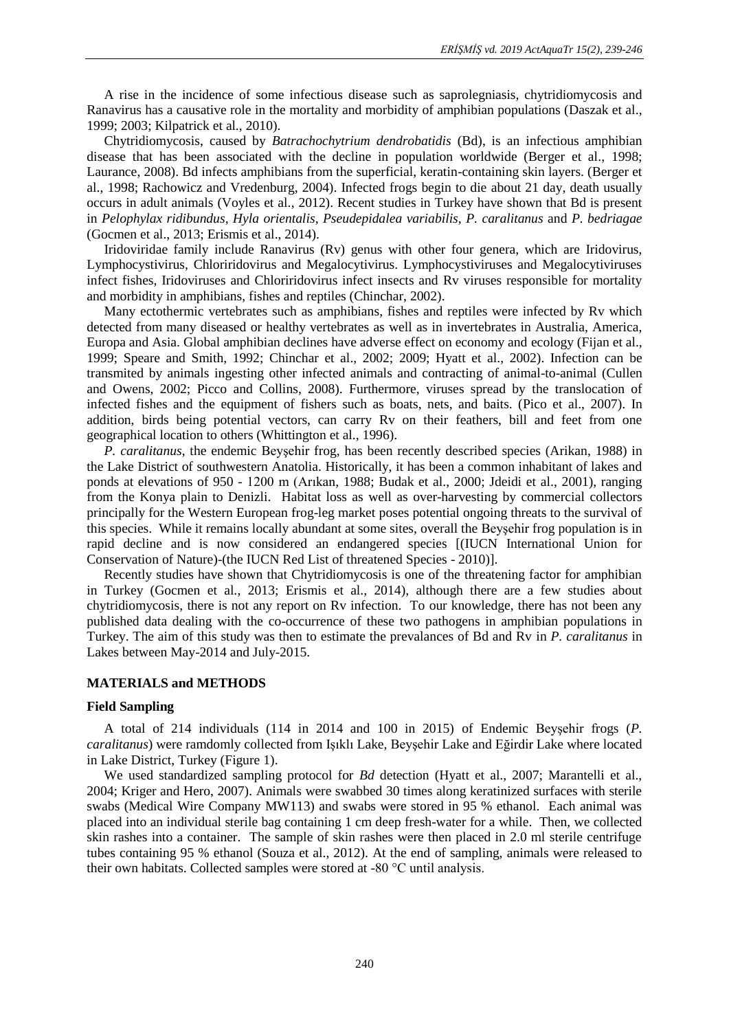A rise in the incidence of some infectious disease such as saprolegniasis, chytridiomycosis and Ranavirus has a causative role in the mortality and morbidity of amphibian populations (Daszak et al., 1999; 2003; Kilpatrick et al., 2010).

Chytridiomycosis, caused by *Batrachochytrium dendrobatidis* (Bd), is an infectious amphibian disease that has been associated with the decline in population worldwide (Berger et al., 1998; Laurance, 2008). Bd infects amphibians from the superficial, keratin-containing skin layers. (Berger et al., 1998; Rachowicz and Vredenburg, 2004). Infected frogs begin to die about 21 day, death usually occurs in adult animals (Voyles et al., 2012). Recent studies in Turkey have shown that Bd is present in *Pelophylax ridibundus*, *Hyla orientalis*, *Pseudepidalea variabilis*, *P. caralitanus* and *P. bedriagae* (Gocmen et al., 2013; Erismis et al., 2014).

Iridoviridae family include Ranavirus (Rv) genus with other four genera, which are Iridovirus, Lymphocystivirus, Chloriridovirus and Megalocytivirus. Lymphocystiviruses and Megalocytiviruses infect fishes, Iridoviruses and Chloriridovirus infect insects and Rv viruses responsible for mortality and morbidity in amphibians, fishes and reptiles (Chinchar, 2002).

Many ectothermic vertebrates such as amphibians, fishes and reptiles were infected by Rv which detected from many diseased or healthy vertebrates as well as in invertebrates in Australia, America, Europa and Asia. Global amphibian declines have adverse effect on economy and ecology (Fijan et al., 1999; Speare and Smith, 1992; Chinchar et al., 2002; 2009; Hyatt et al., 2002). Infection can be transmited by animals ingesting other infected animals and contracting of animal-to-animal (Cullen and Owens, 2002; Picco and Collins, 2008). Furthermore, viruses spread by the translocation of infected fishes and the equipment of fishers such as boats, nets, and baits. (Pico et al., 2007). In addition, birds being potential vectors, can carry Rv on their feathers, bill and feet from one geographical location to others (Whittington et al., 1996).

*P. caralitanus*, the endemic Beyşehir frog, has been recently described species (Arikan, 1988) in the Lake District of southwestern Anatolia. Historically, it has been a common inhabitant of lakes and ponds at elevations of 950 - 1200 m (Arıkan, 1988; Budak et al., 2000; Jdeidi et al., 2001), ranging from the Konya plain to Denizli. Habitat loss as well as over-harvesting by commercial collectors principally for the Western European frog-leg market poses potential ongoing threats to the survival of this species. While it remains locally abundant at some sites, overall the Beyşehir frog population is in rapid decline and is now considered an endangered species [(IUCN International Union for Conservation of Nature)-(the IUCN Red List of threatened Species - 2010)].

Recently studies have shown that Chytridiomycosis is one of the threatening factor for amphibian in Turkey (Gocmen et al., 2013; Erismis et al., 2014), although there are a few studies about chytridiomycosis, there is not any report on Rv infection. To our knowledge, there has not been any published data dealing with the co-occurrence of these two pathogens in amphibian populations in Turkey. The aim of this study was then to estimate the prevalances of Bd and Rv in *P. caralitanus* in Lakes between May-2014 and July-2015.

## MATERIALS and METHODS

### Field Sampling

A total of 214 individuals (114 in 2014 and 100 in 2015) of Endemic Beyşehir frogs (*P. caralitanus*) were ramdomly collected from Işıklı Lake, Beyşehir Lake and Eğirdir Lake where located in Lake District, Turkey (Figure 1).

We used standardized sampling protocol for *Bd* detection (Hyatt et al., 2007; Marantelli et al., 2004; Kriger and Hero, 2007). Animals were swabbed 30 times along keratinized surfaces with sterile swabs (Medical Wire Company MW113) and swabs were stored in 95 % ethanol. Each animal was placed into an individual sterile bag containing 1 cm deep fresh-water for a while. Then, we collected skin rashes into a container. The sample of skin rashes were then placed in 2.0 ml sterile centrifuge tubes containing 95 % ethanol (Souza et al., 2012). At the end of sampling, animals were released to their own habitats. Collected samples were stored at -80 °C until analysis.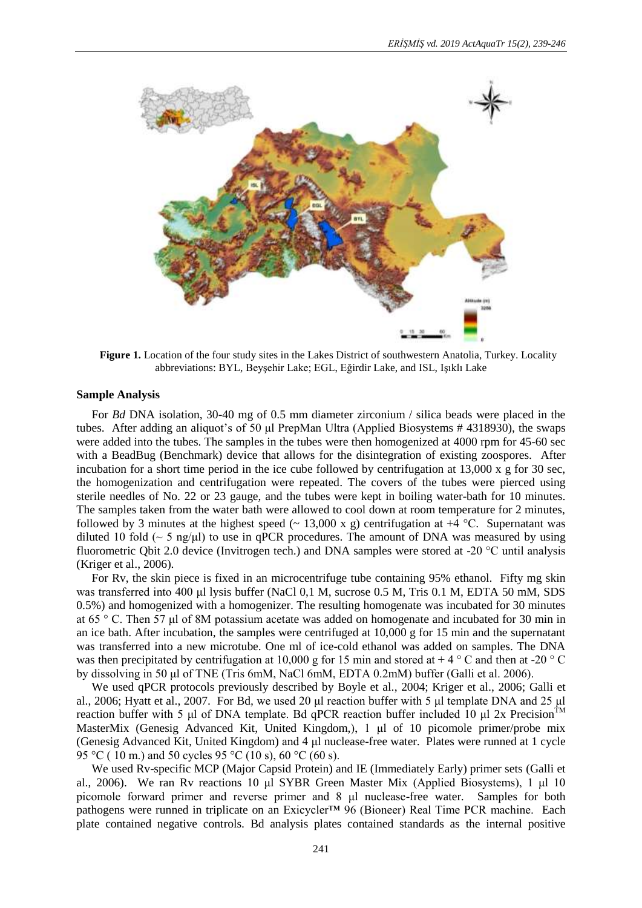**Figure 1.** Location of the four study sites in the Lakes District of southwestern Anatolia, Turkey. Locality abbreviations: BYL, Beyşehir Lake; EGL, Eğirdir Lake, and ISL, Işıklı Lake

### Sample Analysis

For *Bd* DNA isolation, 30-40 mg of 0.5 mm diameter zirconium / silica beads were placed in the tubes. After adding an aliquot's of 50 µl PrepMan Ultra (Applied Biosystems # 4318930), the swaps were added into the tubes. The samples in the tubes were then homogenized at 4000 rpm for 45-60 sec with a BeadBug (Benchmark) device that allows for the disintegration of existing zoospores. After incubation for a short time period in the ice cube followed by centrifugation at 13,000 x g for 30 sec, the homogenization and centrifugation were repeated. The covers of the tubes were pierced using sterile needles of No. 22 or 23 gauge, and the tubes were kept in boiling water-bath for 10 minutes. The samples taken from the water bath were allowed to cool down at room temperature for 2 minutes, followed by 3 minutes at the highest speed (~ 13,000 x g) centrifugation at +4 °C. Supernatant was diluted 10 fold (~ 5 ng/µl) to use in qPCR procedures. The amount of DNA was measured by using fluorometric Qbit 2.0 device (Invitrogen tech.) and DNA samples were stored at -20 °C until analysis (Kriger et al., 2006).

For Rv, the skin piece is fixed in an microcentrifuge tube containing 95% ethanol. Fifty mg skin was transferred into 400 µl lysis buffer (NaCl 0,1 M, sucrose 0.5 M, Tris 0.1 M, EDTA 50 mM, SDS 0.5%) and homogenized with a homogenizer. The resulting homogenate was incubated for 30 minutes at 65 ° C. Then 57 µl of 8M potassium acetate was added on homogenate and incubated for 30 min in an ice bath. After incubation, the samples were centrifuged at 10,000 g for 15 min and the supernatant was transferred into a new microtube. One ml of ice-cold ethanol was added on samples. The DNA was then precipitated by centrifugation at 10,000 g for 15 min and stored at + 4 ° C and then at -20 ° C by dissolving in 50 µl of TNE (Tris 6mM, NaCl 6mM, EDTA 0.2mM) buffer (Galli et al. 2006).

We used qPCR protocols previously described by Boyle et al., 2004; Kriger et al., 2006; Galli et al., 2006; Hyatt et al., 2007. For Bd, we used 20 µl reaction buffer with 5 µl template DNA and 25 µl reaction buffer with 5 µl of DNA template. Bd qPCR reaction buffer included 10 µl 2x Precision™ MasterMix (Genesig Advanced Kit, United Kingdom,), 1 µl of 10 picomole primer/probe mix (Genesig Advanced Kit, United Kingdom) and 4 µl nuclease-free water. Plates were runned at 1 cycle 95 °C ( 10 m.) and 50 cycles 95 °C (10 s), 60 °C (60 s).

We used Rv-specific MCP (Major Capsid Protein) and IE (Immediately Early) primer sets (Galli et al., 2006). We ran Rv reactions 10 µl SYBR Green Master Mix (Applied Biosystems), 1 µl 10 picomole forward primer and reverse primer and 8 µl nuclease-free water. Samples for both pathogens were runned in triplicate on an Exicycler™ 96 (Bioneer) Real Time PCR machine. Each plate contained negative controls. Bd analysis plates contained standards as the internal positive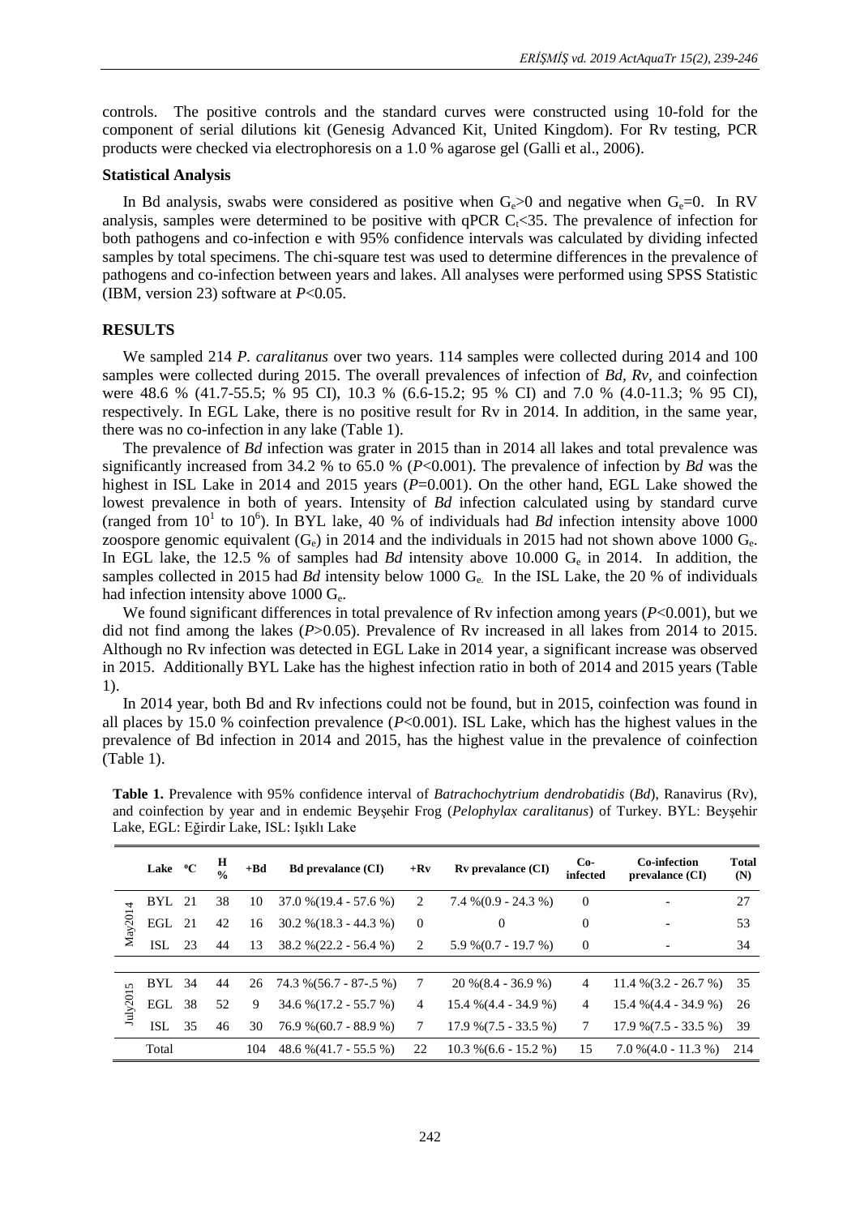controls. The positive controls and the standard curves were constructed using 10-fold for the component of serial dilutions kit (Genesig Advanced Kit, United Kingdom). For Rv testing, PCR products were checked via electrophoresis on a 1.0 % agarose gel (Galli et al., 2006).

**Statistical Analysis**

In Bd analysis, swabs were considered as positive when $G_e>0$ and negative when $G_e=0$. In RV analysis, samples were determined to be positive with qPCR $C_t<35$. The prevalence of infection for both pathogens and co-infection e with 95% confidence intervals was calculated by dividing infected samples by total specimens. The chi-square test was used to determine differences in the prevalence of pathogens and co-infection between years and lakes. All analyses were performed using SPSS Statistic (IBM, version 23) software at $P<0.05$.

## RESULTS

We sampled 214 *P. caralitanus* over two years. 114 samples were collected during 2014 and 100 samples were collected during 2015. The overall prevalences of infection of *Bd, Rv*, and coinfection were 48.6 % (41.7-55.5; % 95 CI), 10.3 % (6.6-15.2; 95 % CI) and 7.0 % (4.0-11.3; % 95 CI), respectively. In EGL Lake, there is no positive result for Rv in 2014. In addition, in the same year, there was no co-infection in any lake (Table 1).

The prevalence of *Bd* infection was grater in 2015 than in 2014 all lakes and total prevalence was significantly increased from 34.2 % to 65.0 % ($P<0.001$). The prevalence of infection by *Bd* was the highest in ISL Lake in 2014 and 2015 years ($P=0.001$). On the other hand, EGL Lake showed the lowest prevalence in both of years. Intensity of *Bd* infection calculated using by standard curve (ranged from $10^1$ to $10^6$). In BYL lake, 40 % of individuals had *Bd* infection intensity above 1000 zoospore genomic equivalent ($G_e$) in 2014 and the individuals in 2015 had not shown above 1000 $G_e$. In EGL lake, the 12.5 % of samples had *Bd* intensity above 10.000 $G_e$ in 2014. In addition, the samples collected in 2015 had *Bd* intensity below 1000 $G_e$. In the ISL Lake, the 20 % of individuals had infection intensity above 1000 $G_e$.

We found significant differences in total prevalence of Rv infection among years ($P<0.001$), but we did not find among the lakes ($P>0.05$). Prevalence of Rv increased in all lakes from 2014 to 2015. Although no Rv infection was detected in EGL Lake in 2014 year, a significant increase was observed in 2015. Additionally BYL Lake has the highest infection ratio in both of 2014 and 2015 years (Table 1).

In 2014 year, both Bd and Rv infections could not be found, but in 2015, coinfection was found in all places by 15.0 % coinfection prevalence ($P<0.001$). ISL Lake, which has the highest values in the prevalence of Bd infection in 2014 and 2015, has the highest value in the prevalence of coinfection (Table 1).

**Table 1.** Prevalence with 95% confidence interval of *Batrachochytrium dendrobatidis* (*Bd*), Ranavirus (Rv), and coinfection by year and in endemic Beyşehir Frog (*Pelophylax caralitanus*) of Turkey. BYL: Beyşehir Lake, EGL: Eğirdir Lake, ISL: Işıklı Lake

| | Lake | ºC | H % | +Bd | Bd prevalance (CI) | +Rv | Rv prevalance (CI) | Co-infected | Co-infection prevalance (CI) | Total (N) |
|---|---|---|---|---|---|---|---|---|---|---|
| May2014 | BYL | 21 | 38 | 10 | 37.0 %(19.4 - 57.6 %) | 2 | 7.4 %(0.9 - 24.3 %) | 0 | - | 27 |
| | EGL | 21 | 42 | 16 | 30.2 %(18.3 - 44.3 %) | 0 | 0 | 0 | - | 53 |
| | ISL | 23 | 44 | 13 | 38.2 %(22.2 - 56.4 %) | 2 | 5.9 %(0.7 - 19.7 %) | 0 | - | 34 |
| July2015 | BYL | 34 | 44 | 26 | 74.3 %(56.7 - 87-.5 %) | 7 | 20 %(8.4 - 36.9 %) | 4 | 11.4 %(3.2 - 26.7 %) | 35 |
| | EGL | 38 | 52 | 9 | 34.6 %(17.2 - 55.7 %) | 4 | 15.4 %(4.4 - 34.9 %) | 4 | 15.4 %(4.4 - 34.9 %) | 26 |
| | ISL | 35 | 46 | 30 | 76.9 %(60.7 - 88.9 %) | 7 | 17.9 %(7.5 - 33.5 %) | 7 | 17.9 %(7.5 - 33.5 %) | 39 |
| | Total | | | 104 | 48.6 %(41.7 - 55.5 %) | 22 | 10.3 %(6.6 - 15.2 %) | 15 | 7.0 %(4.0 - 11.3 %) | 214 |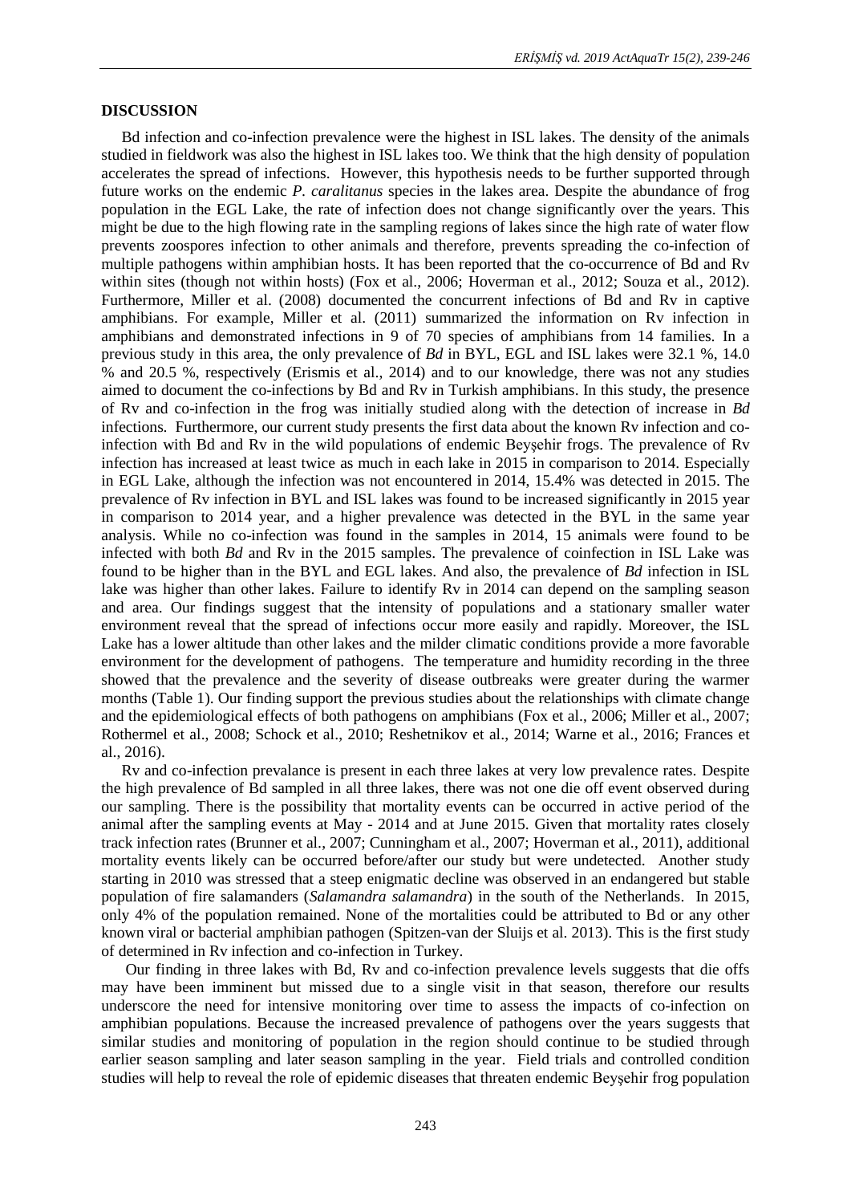## DISCUSSION

Bd infection and co-infection prevalence were the highest in ISL lakes. The density of the animals studied in fieldwork was also the highest in ISL lakes too. We think that the high density of population accelerates the spread of infections. However, this hypothesis needs to be further supported through future works on the endemic *P. caralitanus* species in the lakes area. Despite the abundance of frog population in the EGL Lake, the rate of infection does not change significantly over the years. This might be due to the high flowing rate in the sampling regions of lakes since the high rate of water flow prevents zoospores infection to other animals and therefore, prevents spreading the co-infection of multiple pathogens within amphibian hosts. It has been reported that the co-occurrence of Bd and Rv within sites (though not within hosts) (Fox et al., 2006; Hoverman et al., 2012; Souza et al., 2012). Furthermore, Miller et al. (2008) documented the concurrent infections of Bd and Rv in captive amphibians. For example, Miller et al. (2011) summarized the information on Rv infection in amphibians and demonstrated infections in 9 of 70 species of amphibians from 14 families. In a previous study in this area, the only prevalence of *Bd* in BYL, EGL and ISL lakes were 32.1 %, 14.0 % and 20.5 %, respectively (Erismis et al., 2014) and to our knowledge, there was not any studies aimed to document the co-infections by Bd and Rv in Turkish amphibians. In this study, the presence of Rv and co-infection in the frog was initially studied along with the detection of increase in *Bd* infections. Furthermore, our current study presents the first data about the known Rv infection and co-infection with Bd and Rv in the wild populations of endemic Beyşehir frogs. The prevalence of Rv infection has increased at least twice as much in each lake in 2015 in comparison to 2014. Especially in EGL Lake, although the infection was not encountered in 2014, 15.4% was detected in 2015. The prevalence of Rv infection in BYL and ISL lakes was found to be increased significantly in 2015 year in comparison to 2014 year, and a higher prevalence was detected in the BYL in the same year analysis. While no co-infection was found in the samples in 2014, 15 animals were found to be infected with both *Bd* and Rv in the 2015 samples. The prevalence of coinfection in ISL Lake was found to be higher than in the BYL and EGL lakes. And also, the prevalence of *Bd* infection in ISL lake was higher than other lakes. Failure to identify Rv in 2014 can depend on the sampling season and area. Our findings suggest that the intensity of populations and a stationary smaller water environment reveal that the spread of infections occur more easily and rapidly. Moreover, the ISL Lake has a lower altitude than other lakes and the milder climatic conditions provide a more favorable environment for the development of pathogens. The temperature and humidity recording in the three showed that the prevalence and the severity of disease outbreaks were greater during the warmer months (Table 1). Our finding support the previous studies about the relationships with climate change and the epidemiological effects of both pathogens on amphibians (Fox et al., 2006; Miller et al., 2007; Rothermel et al., 2008; Schock et al., 2010; Reshetnikov et al., 2014; Warne et al., 2016; Frances et al., 2016).

Rv and co-infection prevalance is present in each three lakes at very low prevalence rates. Despite the high prevalence of Bd sampled in all three lakes, there was not one die off event observed during our sampling. There is the possibility that mortality events can be occurred in active period of the animal after the sampling events at May - 2014 and at June 2015. Given that mortality rates closely track infection rates (Brunner et al., 2007; Cunningham et al., 2007; Hoverman et al., 2011), additional mortality events likely can be occurred before/after our study but were undetected. Another study starting in 2010 was stressed that a steep enigmatic decline was observed in an endangered but stable population of fire salamanders (*Salamandra salamandra*) in the south of the Netherlands. In 2015, only 4% of the population remained. None of the mortalities could be attributed to Bd or any other known viral or bacterial amphibian pathogen (Spitzen-van der Sluijs et al. 2013). This is the first study of determined in Rv infection and co-infection in Turkey.

Our finding in three lakes with Bd, Rv and co-infection prevalence levels suggests that die offs may have been imminent but missed due to a single visit in that season, therefore our results underscore the need for intensive monitoring over time to assess the impacts of co-infection on amphibian populations. Because the increased prevalence of pathogens over the years suggests that similar studies and monitoring of population in the region should continue to be studied through earlier season sampling and later season sampling in the year. Field trials and controlled condition studies will help to reveal the role of epidemic diseases that threaten endemic Beyşehir frog population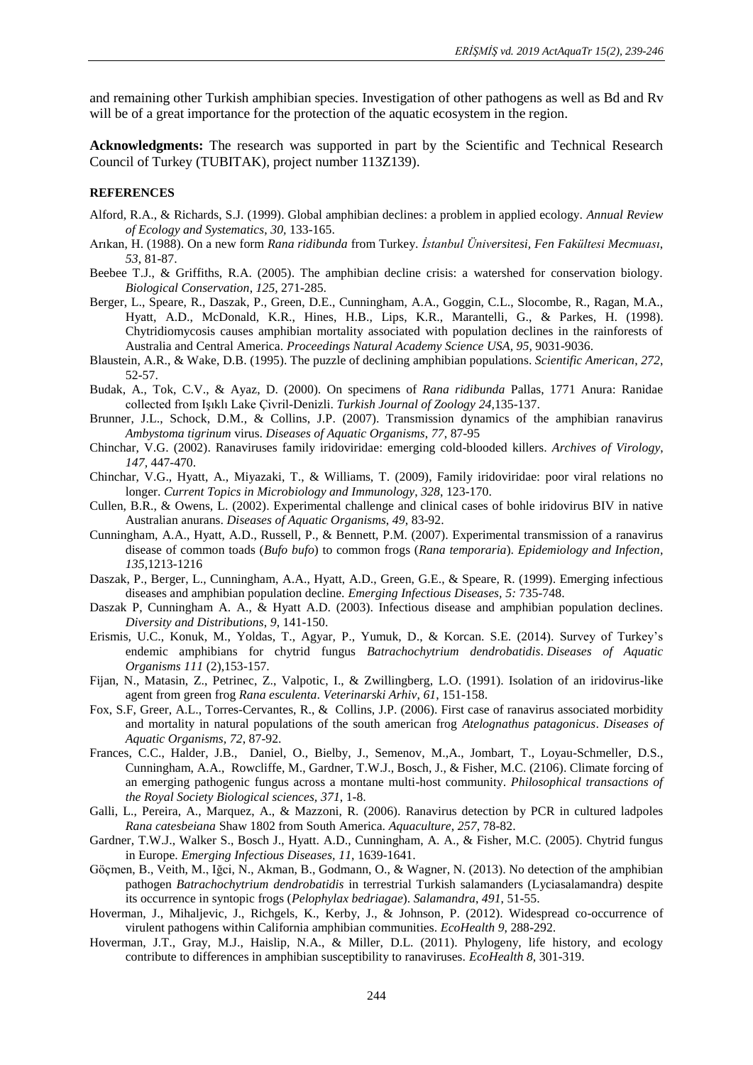and remaining other Turkish amphibian species. Investigation of other pathogens as well as Bd and Rv will be of a great importance for the protection of the aquatic ecosystem in the region.

**Acknowledgments:** The research was supported in part by the Scientific and Technical Research Council of Turkey (TUBITAK), project number 113Z139).

**REFERENCES**

Alford, R.A., & Richards, S.J. (1999). Global amphibian declines: a problem in applied ecology. *Annual Review of Ecology and Systematics*, *30*, 133-165.

Arıkan, H. (1988). On a new form *Rana ridibunda* from Turkey. *İstanbul Üniversitesi, Fen Fakültesi Mecmuası*, *53*, 81-87.

Beebee T.J., & Griffiths, R.A. (2005). The amphibian decline crisis: a watershed for conservation biology. *Biological Conservation*, *125*, 271-285.

Berger, L., Speare, R., Daszak, P., Green, D.E., Cunningham, A.A., Goggin, C.L., Slocombe, R., Ragan, M.A., Hyatt, A.D., McDonald, K.R., Hines, H.B., Lips, K.R., Marantelli, G., & Parkes, H. (1998). Chytridiomycosis causes amphibian mortality associated with population declines in the rainforests of Australia and Central America. *Proceedings Natural Academy Science USA, 95*, 9031-9036.

Blaustein, A.R., & Wake, D.B. (1995). The puzzle of declining amphibian populations. *Scientific American*, *272*, 52-57.

Budak, A., Tok, C.V., & Ayaz, D. (2000). On specimens of *Rana ridibunda* Pallas, 1771 Anura: Ranidae collected from Işıklı Lake Çivril-Denizli. *Turkish Journal of Zoology 24*,135-137.

Brunner, J.L., Schock, D.M., & Collins, J.P. (2007). Transmission dynamics of the amphibian ranavirus *Ambystoma tigrinum* virus. *Diseases of Aquatic Organisms*, *77*, 87-95

Chinchar, V.G. (2002). Ranaviruses family iridoviridae: emerging cold-blooded killers. *Archives of Virology*, *147*, 447-470.

Chinchar, V.G., Hyatt, A., Miyazaki, T., & Williams, T. (2009), Family iridoviridae: poor viral relations no longer. *Current Topics in Microbiology and Immunology*, *328*, 123-170.

Cullen, B.R., & Owens, L. (2002). Experimental challenge and clinical cases of bohle iridovirus BIV in native Australian anurans. *Diseases of Aquatic Organisms*, *49*, 83-92.

Cunningham, A.A., Hyatt, A.D., Russell, P., & Bennett, P.M. (2007). Experimental transmission of a ranavirus disease of common toads (*Bufo bufo*) to common frogs (*Rana temporaria*). *Epidemiology and Infection*, *135*,1213-1216

Daszak, P., Berger, L., Cunningham, A.A., Hyatt, A.D., Green, G.E., & Speare, R. (1999). Emerging infectious diseases and amphibian population decline. *Emerging Infectious Diseases, 5:* 735-748.

Daszak P, Cunningham A. A., & Hyatt A.D. (2003). Infectious disease and amphibian population declines. *Diversity and Distributions*, *9*, 141-150.

Erismis, U.C., Konuk, M., Yoldas, T., Agyar, P., Yumuk, D., & Korcan. S.E. (2014). Survey of Turkey's endemic amphibians for chytrid fungus *Batrachochytrium dendrobatidis*. *Diseases of Aquatic Organisms 111* (2),153-157.

Fijan, N., Matasin, Z., Petrinec, Z., Valpotic, I., & Zwillingberg, L.O. (1991). Isolation of an iridovirus-like agent from green frog *Rana esculenta*. *Veterinarski Arhiv*, *61*, 151-158.

Fox, S.F, Greer, A.L., Torres-Cervantes, R., & Collins, J.P. (2006). First case of ranavirus associated morbidity and mortality in natural populations of the south american frog *Atelognathus patagonicus*. *Diseases of Aquatic Organisms, 72*, 87-92.

Frances, C.C., Halder, J.B., Daniel, O., Bielby, J., Semenov, M.,A., Jombart, T., Loyau-Schmeller, D.S., Cunningham, A.A., Rowcliffe, M., Gardner, T.W.J., Bosch, J., & Fisher, M.C. (2106). Climate forcing of an emerging pathogenic fungus across a montane multi-host community. *Philosophical transactions of the Royal Society Biological sciences, 371*, 1-8.

Galli, L., Pereira, A., Marquez, A., & Mazzoni, R. (2006). Ranavirus detection by PCR in cultured ladpoles *Rana catesbeiana* Shaw 1802 from South America. *Aquaculture*, *257*, 78-82.

Gardner, T.W.J., Walker S., Bosch J., Hyatt. A.D., Cunningham, A. A., & Fisher, M.C. (2005). Chytrid fungus in Europe. *Emerging Infectious Diseases, 11*, 1639-1641.

Göçmen, B., Veith, M., Iğci, N., Akman, B., Godmann, O., & Wagner, N. (2013). No detection of the amphibian pathogen *Batrachochytrium dendrobatidis* in terrestrial Turkish salamanders (Lyciasalamandra) despite its occurrence in syntopic frogs (*Pelophylax bedriagae*). *Salamandra*, *491*, 51-55.

Hoverman, J., Mihaljevic, J., Richgels, K., Kerby, J., & Johnson, P. (2012). Widespread co-occurrence of virulent pathogens within California amphibian communities. *EcoHealth 9*, 288-292.

Hoverman, J.T., Gray, M.J., Haislip, N.A., & Miller, D.L. (2011). Phylogeny, life history, and ecology contribute to differences in amphibian susceptibility to ranaviruses. *EcoHealth 8*, 301-319.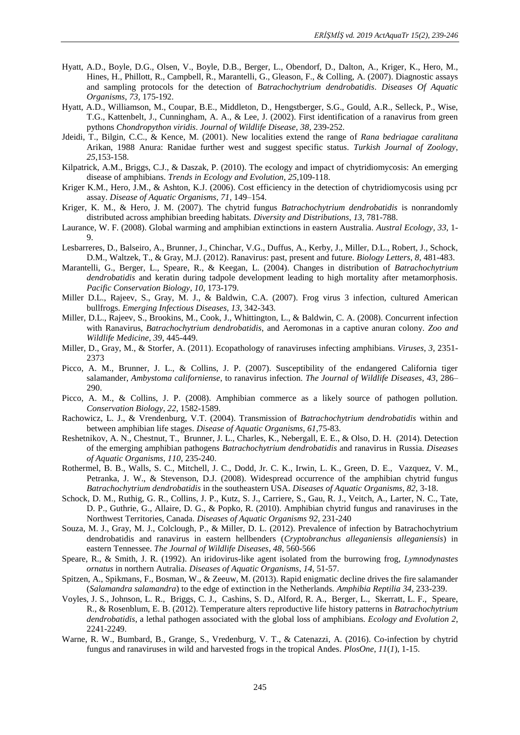Hyatt, A.D., Boyle, D.G., Olsen, V., Boyle, D.B., Berger, L., Obendorf, D., Dalton, A., Kriger, K., Hero, M., Hines, H., Phillott, R., Campbell, R., Marantelli, G., Gleason, F., & Colling, A. (2007). Diagnostic assays and sampling protocols for the detection of *Batrachochytrium dendrobatidis*. *Diseases Of Aquatic Organisms*, *73*, 175-192.

Hyatt, A.D., Williamson, M., Coupar, B.E., Middleton, D., Hengstberger, S.G., Gould, A.R., Selleck, P., Wise, T.G., Kattenbelt, J., Cunningham, A. A., & Lee, J. (2002). First identification of a ranavirus from green pythons *Chondropython viridis*. *Journal of Wildlife Disease, 38*, 239-252.

Jdeidi, T., Bilgin, C.C., & Kence, M. (2001). New localities extend the range of *Rana bedriagae caralitana* Arikan, 1988 Anura: Ranidae further west and suggest specific status. *Turkish Journal of Zoology*, *25*,153-158.

Kilpatrick, A.M., Briggs, C.J., & Daszak, P. (2010). The ecology and impact of chytridiomycosis: An emerging disease of amphibians. *Trends in Ecology and Evolution*, *25*,109-118.

Kriger K.M., Hero, J.M., & Ashton, K.J. (2006). Cost efficiency in the detection of chytridiomycosis using pcr assay. *Disease of Aquatic Organisms, 71,* 149–154.

Kriger, K. M., & Hero, J. M. (2007). The chytrid fungus *Batrachochytrium dendrobatidis* is nonrandomly distributed across amphibian breeding habitats. *Diversity and Distributions*, *13*, 781-788.

Laurance, W. F. (2008). Global warming and amphibian extinctions in eastern Australia. *Austral Ecology, 33*, 1-9.

Lesbarreres, D., Balseiro, A., Brunner, J., Chinchar, V.G., Duffus, A., Kerby, J., Miller, D.L., Robert, J., Schock, D.M., Waltzek, T., & Gray, M.J. (2012). Ranavirus: past, present and future. *Biology Letters*, *8*, 481-483.

Marantelli, G., Berger, L., Speare, R., & Keegan, L. (2004). Changes in distribution of *Batrachochytrium dendrobatidis* and keratin during tadpole development leading to high mortality after metamorphosis. *Pacific Conservation Biology*, *10,* 173-179.

Miller D.L., Rajeev, S., Gray, M. J., & Baldwin, C.A. (2007). Frog virus 3 infection, cultured American bullfrogs. *Emerging Infectious Diseases*, *13,* 342-343.

Miller, D.L., Rajeev, S., Brookins, M., Cook, J., Whittington, L., & Baldwin, C. A. (2008). Concurrent infection with Ranavirus, *Batrachochytrium dendrobatidis,* and Aeromonas in a captive anuran colony. *Zoo and Wildlife Medicine, 39*, 445-449.

Miller, D., Gray, M., & Storfer, A. (2011). Ecopathology of ranaviruses infecting amphibians. *Viruses*, *3*, 2351-2373

Picco, A. M., Brunner, J. L., & Collins, J. P. (2007). Susceptibility of the endangered California tiger salamander, *Ambystoma californiense*, to ranavirus infection. *The Journal of Wildlife Diseases, 43*, 286–290.

Picco, A. M., & Collins, J. P. (2008). Amphibian commerce as a likely source of pathogen pollution. *Conservation Biology*, *22*, 1582-1589.

Rachowicz, L. J., & Vrendenburg, V.T. (2004). Transmission of *Batrachochytrium dendrobatidis* within and between amphibian life stages. *Disease of Aquatic Organisms*, *61*,75-83.

Reshetnikov, A. N., Chestnut, T., Brunner, J. L., Charles, K., Nebergall, E. E., & Olso, D. H. (2014). Detection of the emerging amphibian pathogens *Batrachochytrium dendrobatidis* and ranavirus in Russia. *Diseases of Aquatic Organisms*, *110*, 235-240.

Rothermel, B. B., Walls, S. C., Mitchell, J. C., Dodd, Jr. C. K., Irwin, L. K., Green, D. E., Vazquez, V. M., Petranka, J. W., & Stevenson, D.J. (2008). Widespread occurrence of the amphibian chytrid fungus *Batrachochytrium dendrobatidis* in the southeastern USA. *Diseases of Aquatic Organisms*, *82*, 3-18.

Schock, D. M., Ruthig, G. R., Collins, J. P., Kutz, S. J., Carriere, S., Gau, R. J., Veitch, A., Larter, N. C., Tate, D. P., Guthrie, G., Allaire, D. G., & Popko, R. (2010). Amphibian chytrid fungus and ranaviruses in the Northwest Territories, Canada. *Diseases of Aquatic Organisms 92*, 231-240

Souza, M. J., Gray, M. J., Colclough, P., & Miller, D. L. (2012). Prevalence of infection by Batrachochytrium dendrobatidis and ranavirus in eastern hellbenders (*Cryptobranchus alleganiensis alleganiensis*) in eastern Tennessee. *The Journal of Wildlife Diseases*, *48*, 560-566

Speare, R., & Smith, J. R. (1992). An iridovirus-like agent isolated from the burrowing frog, *Lymnodynastes ornatus* in northern Autralia. *Diseases of Aquatic Organisms*, *14*, 51-57.

Spitzen, A., Spikmans, F., Bosman, W., & Zeeuw, M. (2013). Rapid enigmatic decline drives the fire salamander (*Salamandra salamandra*) to the edge of extinction in the Netherlands. *Amphibia Reptilia 34*, 233-239.

Voyles, J. S., Johnson, L. R., Briggs, C. J., Cashins, S. D., Alford, R. A., Berger, L., Skerratt, L. F., Speare, R., & Rosenblum, E. B. (2012). Temperature alters reproductive life history patterns in *Batrachochytrium dendrobatidis*, a lethal pathogen associated with the global loss of amphibians. *Ecology and Evolution 2*, 2241-2249.

Warne, R. W., Bumbard, B., Grange, S., Vredenburg, V. T., & Catenazzi, A. (2016). Co-infection by chytrid fungus and ranaviruses in wild and harvested frogs in the tropical Andes. *PlosOne*, *11*(*1*), 1-15.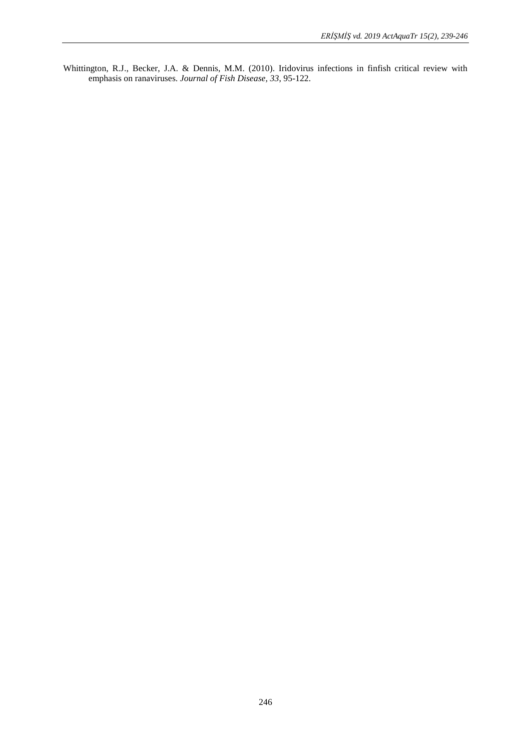Whittington, R.J., Becker, J.A. & Dennis, M.M. (2010). Iridovirus infections in finfish critical review with emphasis on ranaviruses. *Journal of Fish Disease, 33*, 95-122.